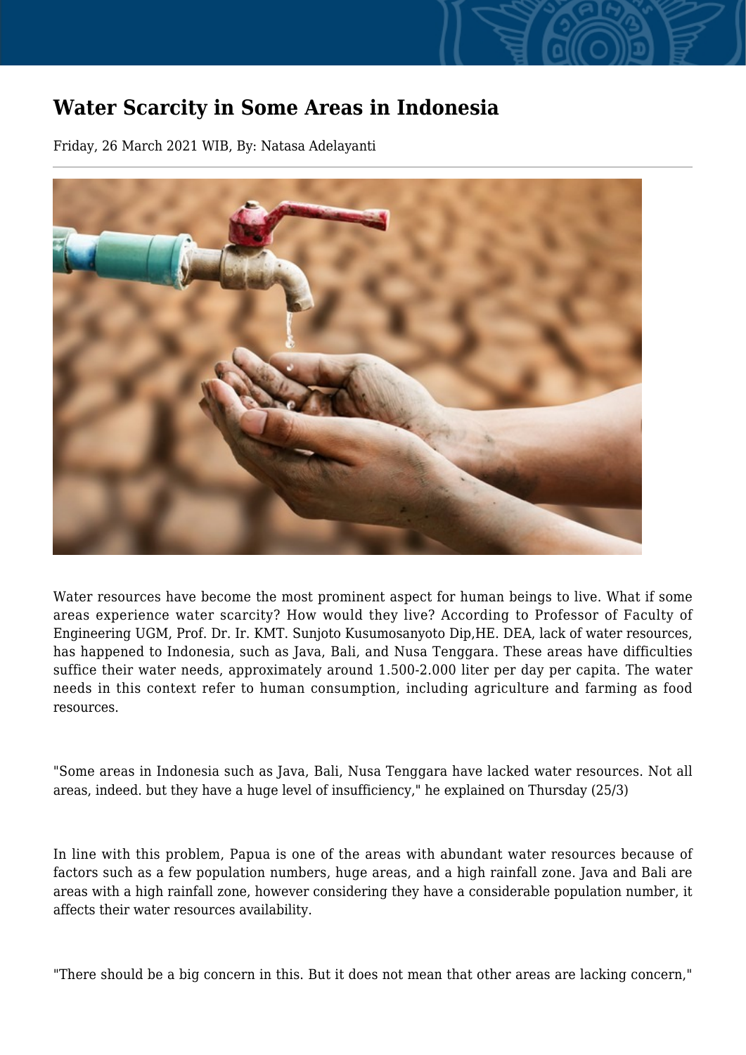# Water Scarcity in Some Areas in Indonesia

Friday, 26 March 2021 WIB, By: Natasa Adelayanti

Water resources have become the most prominent aspect for human beings to live. What if some areas experience water scarcity? How would they live? According to Professor of Faculty of Engineering UGM, Prof. Dr. Ir. KMT. Sunjoto Kusumosanyoto Dip,HE. DEA, lack of water resources, has happened to Indonesia, such as Java, Bali, and Nusa Tenggara. These areas have difficulties suffice their water needs, approximately around 1.500-2.000 liter per day per capita. The water needs in this context refer to human consumption, including agriculture and farming as food resources.

"Some areas in Indonesia such as Java, Bali, Nusa Tenggara have lacked water resources. Not all areas, indeed. but they have a huge level of insufficiency," he explained on Thursday (25/3)

In line with this problem, Papua is one of the areas with abundant water resources because of factors such as a few population numbers, huge areas, and a high rainfall zone. Java and Bali are areas with a high rainfall zone, however considering they have a considerable population number, it affects their water resources availability.

"There should be a big concern in this. But it does not mean that other areas are lacking concern,"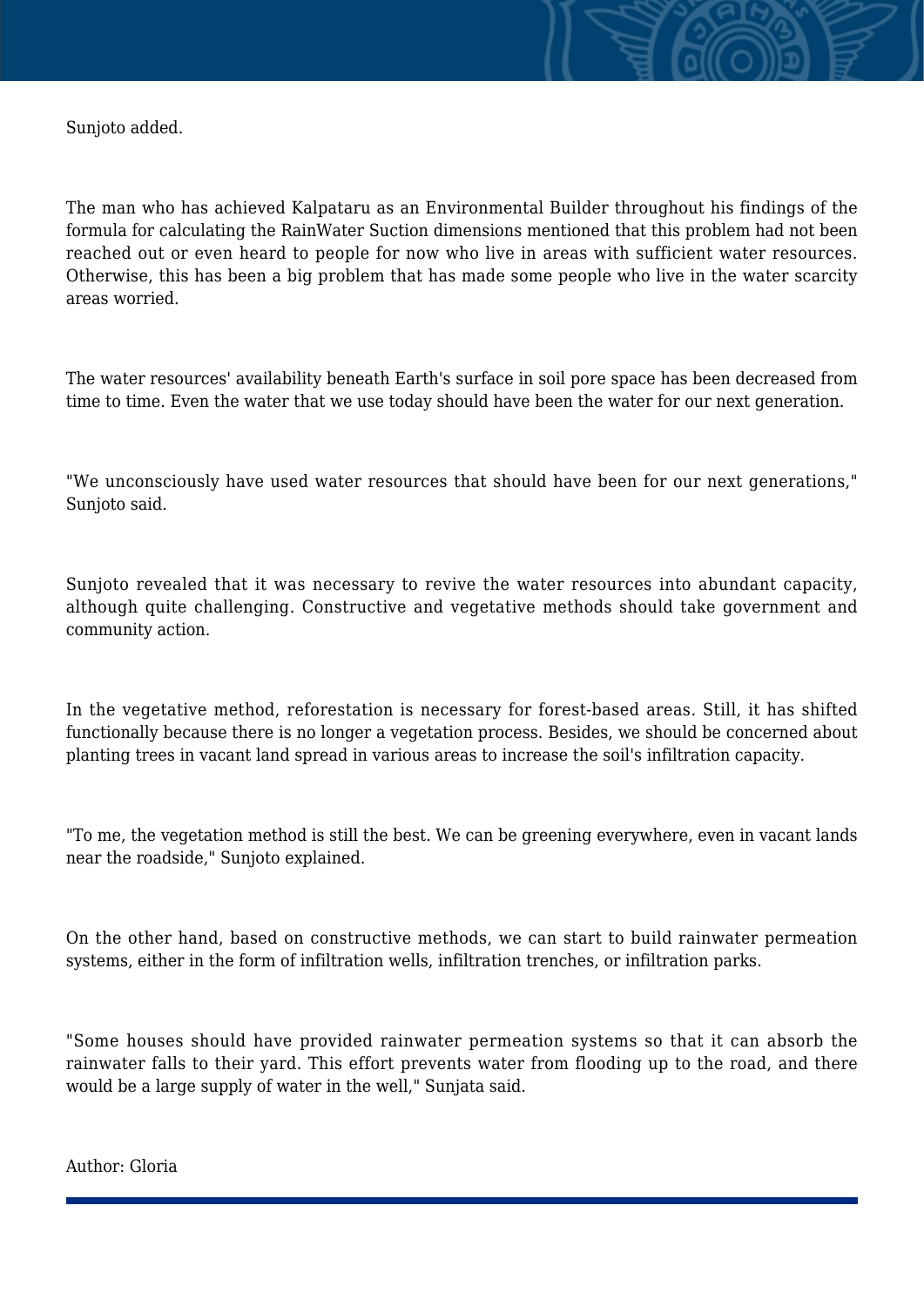Sunjoto added.

The man who has achieved Kalpataru as an Environmental Builder throughout his findings of the formula for calculating the RainWater Suction dimensions mentioned that this problem had not been reached out or even heard to people for now who live in areas with sufficient water resources. Otherwise, this has been a big problem that has made some people who live in the water scarcity areas worried.

The water resources' availability beneath Earth's surface in soil pore space has been decreased from time to time. Even the water that we use today should have been the water for our next generation.

"We unconsciously have used water resources that should have been for our next generations," Sunjoto said.

Sunjoto revealed that it was necessary to revive the water resources into abundant capacity, although quite challenging. Constructive and vegetative methods should take government and community action.

In the vegetative method, reforestation is necessary for forest-based areas. Still, it has shifted functionally because there is no longer a vegetation process. Besides, we should be concerned about planting trees in vacant land spread in various areas to increase the soil's infiltration capacity.

"To me, the vegetation method is still the best. We can be greening everywhere, even in vacant lands near the roadside," Sunjoto explained.

On the other hand, based on constructive methods, we can start to build rainwater permeation systems, either in the form of infiltration wells, infiltration trenches, or infiltration parks.

"Some houses should have provided rainwater permeation systems so that it can absorb the rainwater falls to their yard. This effort prevents water from flooding up to the road, and there would be a large supply of water in the well," Sunjata said.

Author: Gloria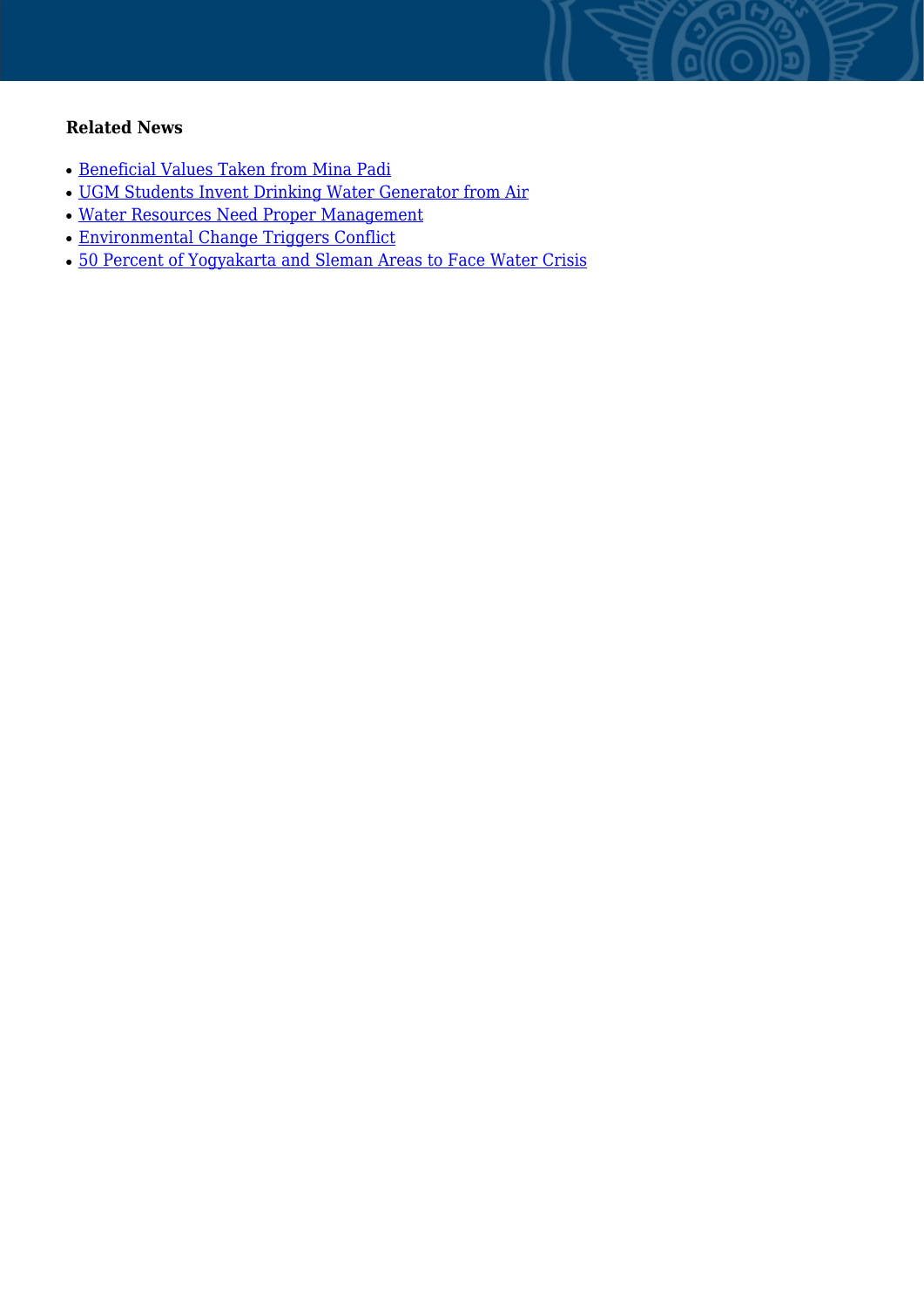### Related News

- Beneficial Values Taken from Mina Padi
- UGM Students Invent Drinking Water Generator from Air
- Water Resources Need Proper Management
- Environmental Change Triggers Conflict
- 50 Percent of Yogyakarta and Sleman Areas to Face Water Crisis